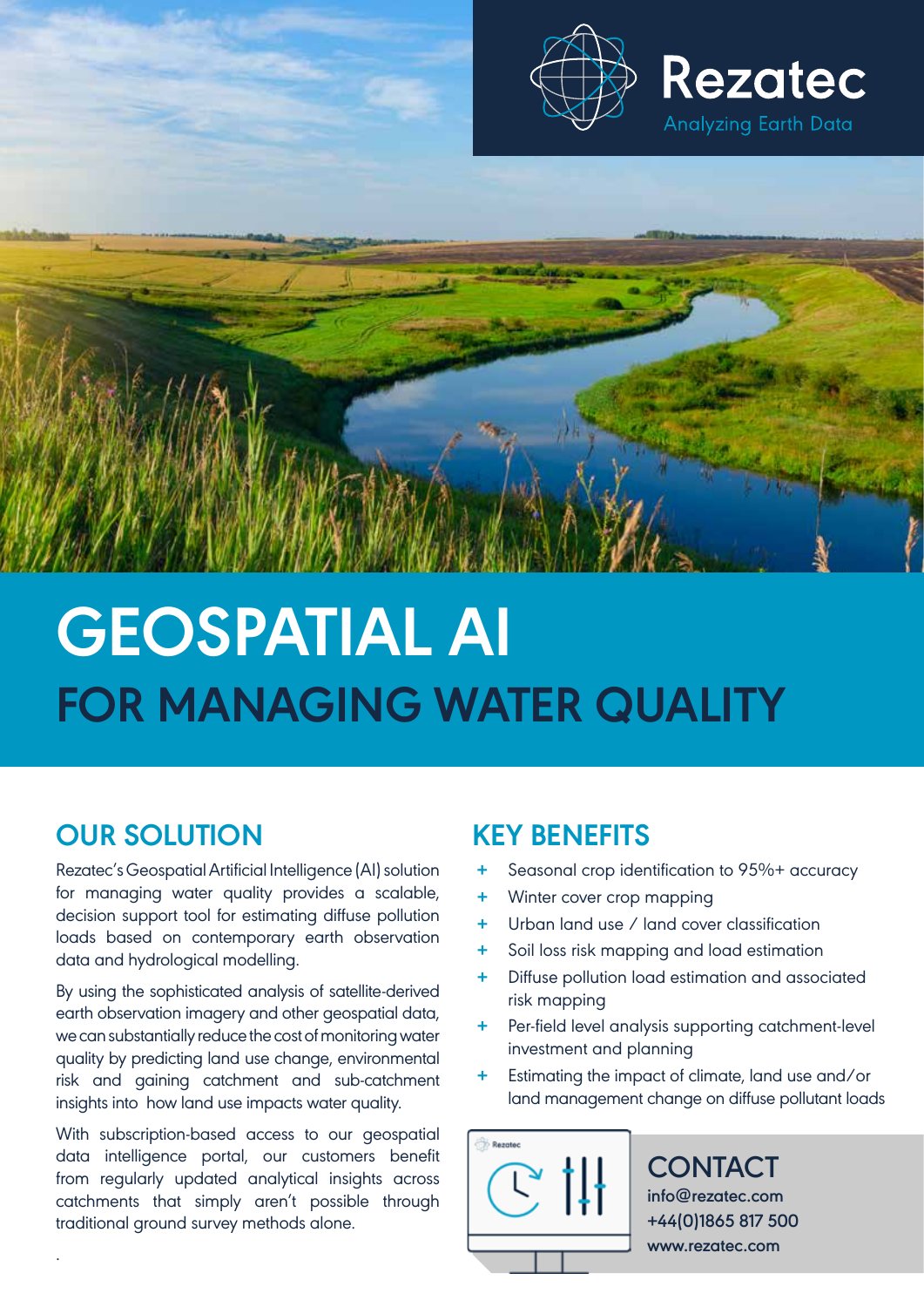Rezatec

Analyzing Earth Data

# GEOSPATIAL AI

## FOR MANAGING WATER QUALITY

### OUR SOLUTION

Rezatec's Geospatial Artificial Intelligence (AI) solution for managing water quality provides a scalable, decision support tool for estimating diffuse pollution loads based on contemporary earth observation data and hydrological modelling.

By using the sophisticated analysis of satellite-derived earth observation imagery and other geospatial data, we can substantially reduce the cost of monitoring water quality by predicting land use change, environmental risk and gaining catchment and sub-catchment insights into how land use impacts water quality.

With subscription-based access to our geospatial data intelligence portal, our customers benefit from regularly updated analytical insights across catchments that simply aren't possible through traditional ground survey methods alone.

### KEY BENEFITS

+ Seasonal crop identification to 95%+ accuracy
+ Winter cover crop mapping
+ Urban land use / land cover classification
+ Soil loss risk mapping and load estimation
+ Diffuse pollution load estimation and associated risk mapping
+ Per-field level analysis supporting catchment-level investment and planning
+ Estimating the impact of climate, land use and/or land management change on diffuse pollutant loads

### CONTACT

**info@rezatec.com**

**+44(0)1865 817 500**

**www.rezatec.com**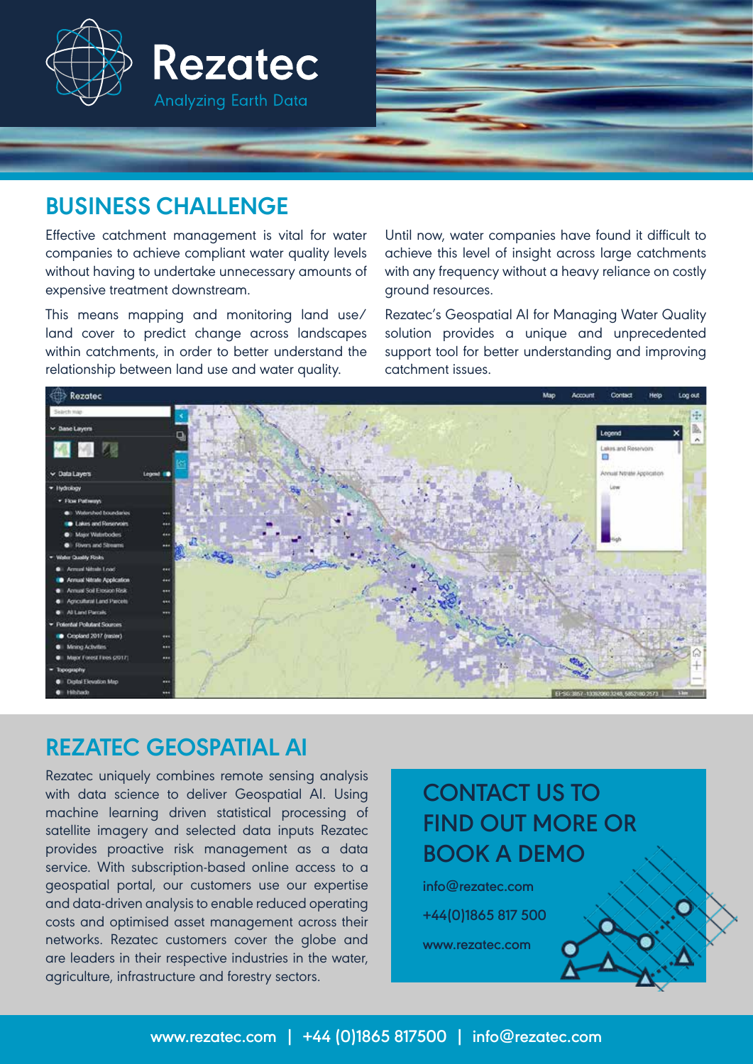# Rezatec

Analyzing Earth Data

## BUSINESS CHALLENGE

Effective catchment management is vital for water companies to achieve compliant water quality levels without having to undertake unnecessary amounts of expensive treatment downstream.

This means mapping and monitoring land use/ land cover to predict change across landscapes within catchments, in order to better understand the relationship between land use and water quality.

Until now, water companies have found it difficult to achieve this level of insight across large catchments with any frequency without a heavy reliance on costly ground resources.

Rezatec's Geospatial AI for Managing Water Quality solution provides a unique and unprecedented support tool for better understanding and improving catchment issues.

## REZATEC GEOSPATIAL AI

Rezatec uniquely combines remote sensing analysis with data science to deliver Geospatial AI. Using machine learning driven statistical processing of satellite imagery and selected data inputs Rezatec provides proactive risk management as a data service. With subscription-based online access to a geospatial portal, our customers use our expertise and data-driven analysis to enable reduced operating costs and optimised asset management across their networks. Rezatec customers cover the globe and are leaders in their respective industries in the water, agriculture, infrastructure and forestry sectors.

## CONTACT US TO FIND OUT MORE OR BOOK A DEMO

info@rezatec.com

+44(0)1865 817 500

www.rezatec.com

www.rezatec.com | +44 (0)1865 817500 | info@rezatec.com